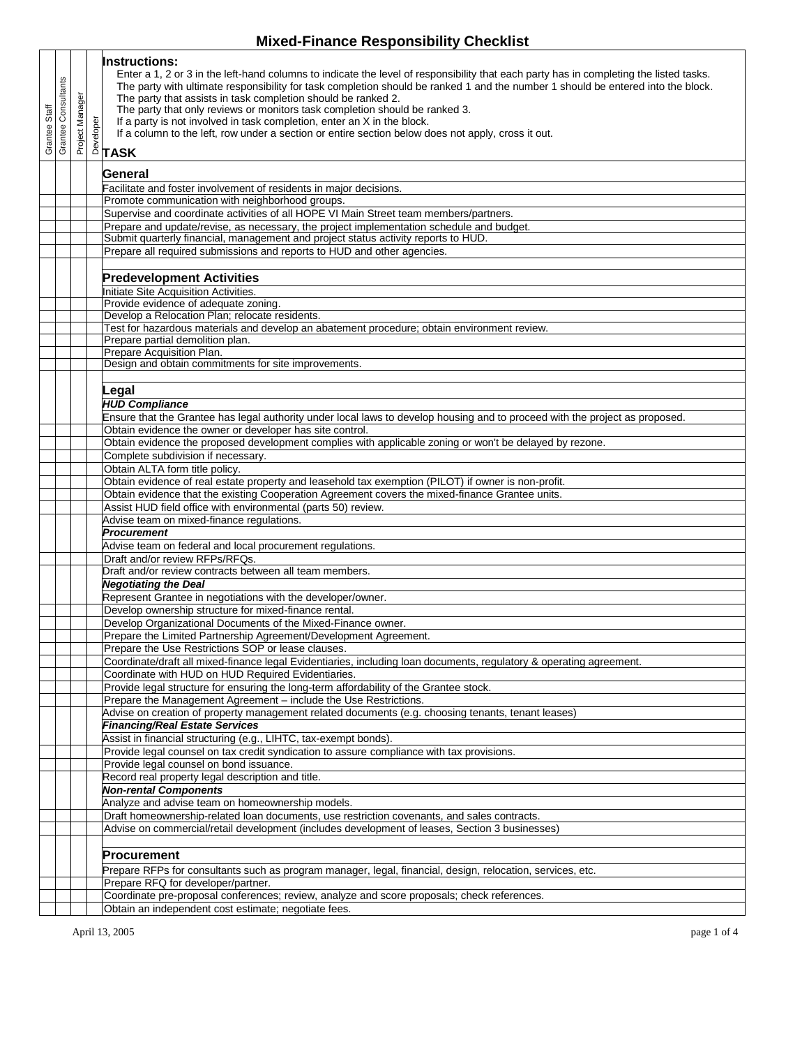# Mixed-Finance Responsibility Checklist

**Instructions:**

Enter a 1, 2 or 3 in the left-hand columns to indicate the level of responsibility that each party has in completing the listed tasks.
The party with ultimate responsibility for task completion should be ranked 1 and the number 1 should be entered into the block.
The party that assists in task completion should be ranked 2.
The party that only reviews or monitors task completion should be ranked 3.
If a party is not involved in task completion, enter an X in the block.
If a column to the left, row under a section or entire section below does not apply, cross it out.

| Grantee Staff | Grantee Consultants | Project Manager | Developer | TASK |
|---|---|---|---|---|
| | | | | **General** |
| | | | | Facilitate and foster involvement of residents in major decisions. |
| | | | | Promote communication with neighborhood groups. |
| | | | | Supervise and coordinate activities of all HOPE VI Main Street team members/partners. |
| | | | | Prepare and update/revise, as necessary, the project implementation schedule and budget. |
| | | | | Submit quarterly financial, management and project status activity reports to HUD. |
| | | | | Prepare all required submissions and reports to HUD and other agencies. |
| | | | | |
| | | | | **Predevelopment Activities** |
| | | | | Initiate Site Acquisition Activities. |
| | | | | Provide evidence of adequate zoning. |
| | | | | Develop a Relocation Plan; relocate residents. |
| | | | | Test for hazardous materials and develop an abatement procedure; obtain environment review. |
| | | | | Prepare partial demolition plan. |
| | | | | Prepare Acquisition Plan. |
| | | | | Design and obtain commitments for site improvements. |
| | | | | |
| | | | | **Legal** |
| | | | | ***HUD Compliance*** |
| | | | | Ensure that the Grantee has legal authority under local laws to develop housing and to proceed with the project as proposed. |
| | | | | Obtain evidence the owner or developer has site control. |
| | | | | Obtain evidence the proposed development complies with applicable zoning or won't be delayed by rezone. |
| | | | | Complete subdivision if necessary. |
| | | | | Obtain ALTA form title policy. |
| | | | | Obtain evidence of real estate property and leasehold tax exemption (PILOT) if owner is non-profit. |
| | | | | Obtain evidence that the existing Cooperation Agreement covers the mixed-finance Grantee units. |
| | | | | Assist HUD field office with environmental (parts 50) review. |
| | | | | Advise team on mixed-finance regulations. |
| | | | | ***Procurement*** |
| | | | | Advise team on federal and local procurement regulations. |
| | | | | Draft and/or review RFPs/RFQs. |
| | | | | Draft and/or review contracts between all team members. |
| | | | | ***Negotiating the Deal*** |
| | | | | Represent Grantee in negotiations with the developer/owner. |
| | | | | Develop ownership structure for mixed-finance rental. |
| | | | | Develop Organizational Documents of the Mixed-Finance owner. |
| | | | | Prepare the Limited Partnership Agreement/Development Agreement. |
| | | | | Prepare the Use Restrictions SOP or lease clauses. |
| | | | | Coordinate/draft all mixed-finance legal Evidentiaries, including loan documents, regulatory & operating agreement. |
| | | | | Coordinate with HUD on HUD Required Evidentiaries. |
| | | | | Provide legal structure for ensuring the long-term affordability of the Grantee stock. |
| | | | | Prepare the Management Agreement – include the Use Restrictions. |
| | | | | Advise on creation of property management related documents (e.g. choosing tenants, tenant leases) |
| | | | | ***Financing/Real Estate Services*** |
| | | | | Assist in financial structuring (e.g., LIHTC, tax-exempt bonds). |
| | | | | Provide legal counsel on tax credit syndication to assure compliance with tax provisions. |
| | | | | Provide legal counsel on bond issuance. |
| | | | | Record real property legal description and title. |
| | | | | ***Non-rental Components*** |
| | | | | Analyze and advise team on homeownership models. |
| | | | | Draft homeownership-related loan documents, use restriction covenants, and sales contracts. |
| | | | | Advise on commercial/retail development (includes development of leases, Section 3 businesses) |
| | | | | |
| | | | | **Procurement** |
| | | | | Prepare RFPs for consultants such as program manager, legal, financial, design, relocation, services, etc. |
| | | | | Prepare RFQ for developer/partner. |
| | | | | Coordinate pre-proposal conferences; review, analyze and score proposals; check references. |
| | | | | Obtain an independent cost estimate; negotiate fees. |

April 13, 2005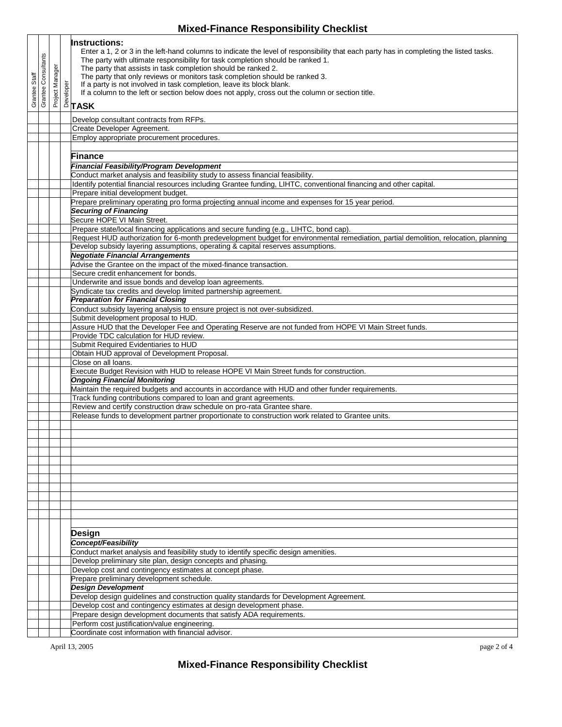# Mixed-Finance Responsibility Checklist

**Instructions:**

Enter a 1, 2 or 3 in the left-hand columns to indicate the level of responsibility that each party has in completing the listed tasks.
The party with ultimate responsibility for task completion should be ranked 1.
The party that assists in task completion should be ranked 2.
The party that only reviews or monitors task completion should be ranked 3.
If a party is not involved in task completion, leave its block blank.
If a column to the left or section below does not apply, cross out the column or section title.

| Grantee Staff | Grantee Consultants | Project Manager | Developer | TASK |
|---|---|---|---|---|
| | | | | Develop consultant contracts from RFPs. |
| | | | | Create Developer Agreement. |
| | | | | Employ appropriate procurement procedures. |
| | | | | |
| | | | | **Finance** |
| | | | | ***Financial Feasibility/Program Development*** |
| | | | | Conduct market analysis and feasibility study to assess financial feasibility. |
| | | | | Identify potential financial resources including Grantee funding, LIHTC, conventional financing and other capital. |
| | | | | Prepare initial development budget. |
| | | | | Prepare preliminary operating pro forma projecting annual income and expenses for 15 year period. |
| | | | | ***Securing of Financing*** |
| | | | | Secure HOPE VI Main Street. |
| | | | | Prepare state/local financing applications and secure funding (e.g., LIHTC, bond cap). |
| | | | | Request HUD authorization for 6-month predevelopment budget for environmental remediation, partial demolition, relocation, planning |
| | | | | Develop subsidy layering assumptions, operating & capital reserves assumptions. |
| | | | | ***Negotiate Financial Arrangements*** |
| | | | | Advise the Grantee on the impact of the mixed-finance transaction. |
| | | | | Secure credit enhancement for bonds. |
| | | | | Underwrite and issue bonds and develop loan agreements. |
| | | | | Syndicate tax credits and develop limited partnership agreement. |
| | | | | ***Preparation for Financial Closing*** |
| | | | | Conduct subsidy layering analysis to ensure project is not over-subsidized. |
| | | | | Submit development proposal to HUD. |
| | | | | Assure HUD that the Developer Fee and Operating Reserve are not funded from HOPE VI Main Street funds. |
| | | | | Provide TDC calculation for HUD review. |
| | | | | Submit Required Evidentiaries to HUD |
| | | | | Obtain HUD approval of Development Proposal. |
| | | | | Close on all loans. |
| | | | | Execute Budget Revision with HUD to release HOPE VI Main Street funds for construction. |
| | | | | ***Ongoing Financial Monitoring*** |
| | | | | Maintain the required budgets and accounts in accordance with HUD and other funder requirements. |
| | | | | Track funding contributions compared to loan and grant agreements. |
| | | | | Review and certify construction draw schedule on pro-rata Grantee share. |
| | | | | Release funds to development partner proportionate to construction work related to Grantee units. |
| | | | | |
| | | | | |
| | | | | |
| | | | | |
| | | | | |
| | | | | |
| | | | | |
| | | | | |
| | | | | |
| | | | | |
| | | | | |
| | | | | |
| | | | | **Design** |
| | | | | ***Concept/Feasibility*** |
| | | | | Conduct market analysis and feasibility study to identify specific design amenities. |
| | | | | Develop preliminary site plan, design concepts and phasing. |
| | | | | Develop cost and contingency estimates at concept phase. |
| | | | | Prepare preliminary development schedule. |
| | | | | ***Design Development*** |
| | | | | Develop design guidelines and construction quality standards for Development Agreement. |
| | | | | Develop cost and contingency estimates at design development phase. |
| | | | | Prepare design development documents that satisfy ADA requirements. |
| | | | | Perform cost justification/value engineering. |
| | | | | Coordinate cost information with financial advisor. |

April 13, 2005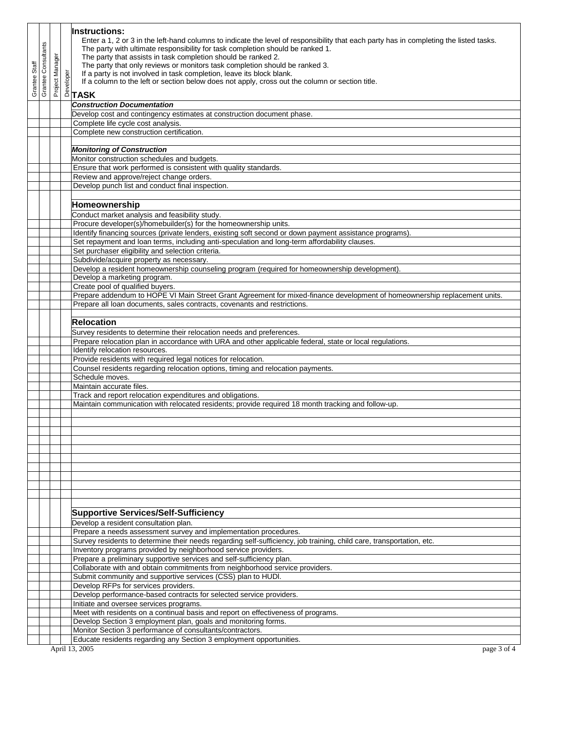**Instructions:**

Enter a 1, 2 or 3 in the left-hand columns to indicate the level of responsibility that each party has in completing the listed tasks.
The party with ultimate responsibility for task completion should be ranked 1.
The party that assists in task completion should be ranked 2.
The party that only reviews or monitors task completion should be ranked 3.
If a party is not involved in task completion, leave its block blank.
If a column to the left or section below does not apply, cross out the column or section title.

| Grantee Staff | Grantee Consultants | Project Manager | Developer | TASK |
|---|---|---|---|---|
| | | | | ***Construction Documentation*** |
| | | | | Develop cost and contingency estimates at construction document phase. |
| | | | | Complete life cycle cost analysis. |
| | | | | Complete new construction certification. |
| | | | | |
| | | | | ***Monitoring of Construction*** |
| | | | | Monitor construction schedules and budgets. |
| | | | | Ensure that work performed is consistent with quality standards. |
| | | | | Review and approve/reject change orders. |
| | | | | Develop punch list and conduct final inspection. |
| | | | | |
| | | | | **Homeownership** |
| | | | | Conduct market analysis and feasibility study. |
| | | | | Procure developer(s)/homebuilder(s) for the homeownership units. |
| | | | | Identify financing sources (private lenders, existing soft second or down payment assistance programs). |
| | | | | Set repayment and loan terms, including anti-speculation and long-term affordability clauses. |
| | | | | Set purchaser eligibility and selection criteria. |
| | | | | Subdivide/acquire property as necessary. |
| | | | | Develop a resident homeownership counseling program (required for homeownership development). |
| | | | | Develop a marketing program. |
| | | | | Create pool of qualified buyers. |
| | | | | Prepare addendum to HOPE VI Main Street Grant Agreement for mixed-finance development of homeownership replacement units. |
| | | | | Prepare all loan documents, sales contracts, covenants and restrictions. |
| | | | | |
| | | | | **Relocation** |
| | | | | Survey residents to determine their relocation needs and preferences. |
| | | | | Prepare relocation plan in accordance with URA and other applicable federal, state or local regulations. |
| | | | | Identify relocation resources. |
| | | | | Provide residents with required legal notices for relocation. |
| | | | | Counsel residents regarding relocation options, timing and relocation payments. |
| | | | | Schedule moves. |
| | | | | Maintain accurate files. |
| | | | | Track and report relocation expenditures and obligations. |
| | | | | Maintain communication with relocated residents; provide required 18 month tracking and follow-up. |
| | | | | |
| | | | | |
| | | | | |
| | | | | |
| | | | | |
| | | | | |
| | | | | |
| | | | | |
| | | | | |
| | | | | |
| | | | | |
| | | | | **Supportive Services/Self-Sufficiency** |
| | | | | Develop a resident consultation plan. |
| | | | | Prepare a needs assessment survey and implementation procedures. |
| | | | | Survey residents to determine their needs regarding self-sufficiency, job training, child care, transportation, etc. |
| | | | | Inventory programs provided by neighborhood service providers. |
| | | | | Prepare a preliminary supportive services and self-sufficiency plan. |
| | | | | Collaborate with and obtain commitments from neighborhood service providers. |
| | | | | Submit community and supportive services (CSS) plan to HUDl. |
| | | | | Develop RFPs for services providers. |
| | | | | Develop performance-based contracts for selected service providers. |
| | | | | Initiate and oversee services programs. |
| | | | | Meet with residents on a continual basis and report on effectiveness of programs. |
| | | | | Develop Section 3 employment plan, goals and monitoring forms. |
| | | | | Monitor Section 3 performance of consultants/contractors. |
| | | | | Educate residents regarding any Section 3 employment opportunities. |

April 13, 2005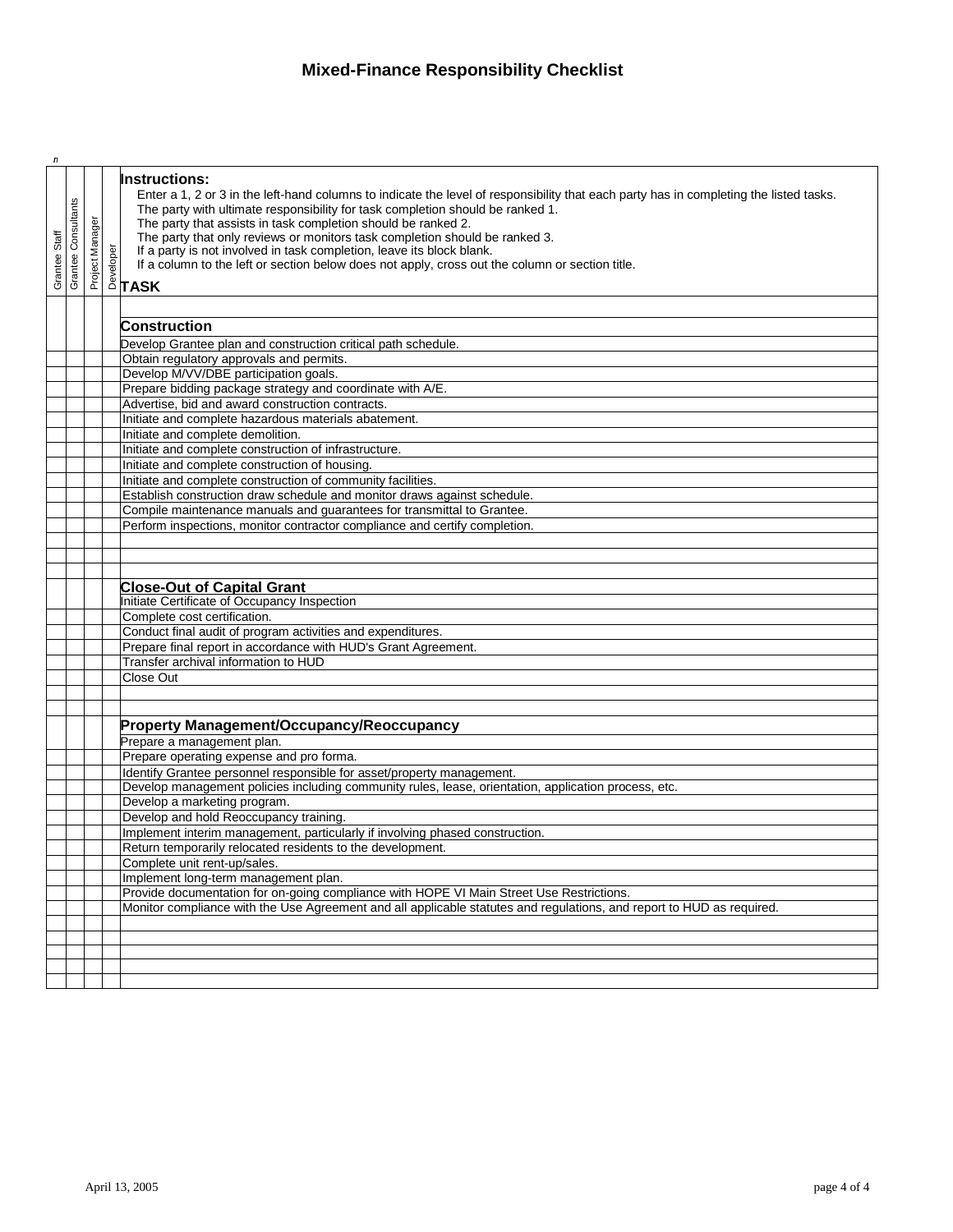# Mixed-Finance Responsibility Checklist

*n*

| Grantee Staff | Grantee Consultants | Project Manager | Developer | **Instructions:** Enter a 1, 2 or 3 in the left-hand columns to indicate the level of responsibility that each party has in completing the listed tasks. The party with ultimate responsibility for task completion should be ranked 1. The party that assists in task completion should be ranked 2. The party that only reviews or monitors task completion should be ranked 3. If a party is not involved in task completion, leave its block blank. If a column to the left or section below does not apply, cross out the column or section title. **TASK** |
|---|---|---|---|---|
| | | | | |
| | | | | **Construction** |
| | | | | Develop Grantee plan and construction critical path schedule. |
| | | | | Obtain regulatory approvals and permits. |
| | | | | Develop M/VV/DBE participation goals. |
| | | | | Prepare bidding package strategy and coordinate with A/E. |
| | | | | Advertise, bid and award construction contracts. |
| | | | | Initiate and complete hazardous materials abatement. |
| | | | | Initiate and complete demolition. |
| | | | | Initiate and complete construction of infrastructure. |
| | | | | Initiate and complete construction of housing. |
| | | | | Initiate and complete construction of community facilities. |
| | | | | Establish construction draw schedule and monitor draws against schedule. |
| | | | | Compile maintenance manuals and guarantees for transmittal to Grantee. |
| | | | | Perform inspections, monitor contractor compliance and certify completion. |
| | | | | |
| | | | | |
| | | | | |
| | | | | **Close-Out of Capital Grant** |
| | | | | Initiate Certificate of Occupancy Inspection |
| | | | | Complete cost certification. |
| | | | | Conduct final audit of program activities and expenditures. |
| | | | | Prepare final report in accordance with HUD's Grant Agreement. |
| | | | | Transfer archival information to HUD |
| | | | | Close Out |
| | | | | |
| | | | | |
| | | | | **Property Management/Occupancy/Reoccupancy** |
| | | | | Prepare a management plan. |
| | | | | Prepare operating expense and pro forma. |
| | | | | Identify Grantee personnel responsible for asset/property management. |
| | | | | Develop management policies including community rules, lease, orientation, application process, etc. |
| | | | | Develop a marketing program. |
| | | | | Develop and hold Reoccupancy training. |
| | | | | Implement interim management, particularly if involving phased construction. |
| | | | | Return temporarily relocated residents to the development. |
| | | | | Complete unit rent-up/sales. |
| | | | | Implement long-term management plan. |
| | | | | Provide documentation for on-going compliance with HOPE VI Main Street Use Restrictions. |
| | | | | Monitor compliance with the Use Agreement and all applicable statutes and regulations, and report to HUD as required. |
| | | | | |
| | | | | |
| | | | | |
| | | | | |
| | | | | |

April 13, 2005